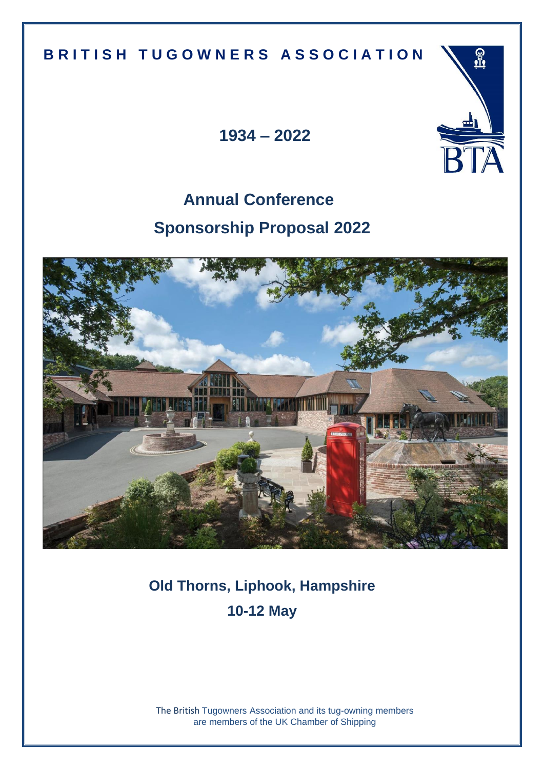# BRITISH TUGOWNERS ASSOCIATION

## 1934 – 2022

# Annual Conference

# Sponsorship Proposal 2022

## Old Thorns, Liphook, Hampshire

## 10-12 May

The British Tugowners Association and its tug-owning members are members of the UK Chamber of Shipping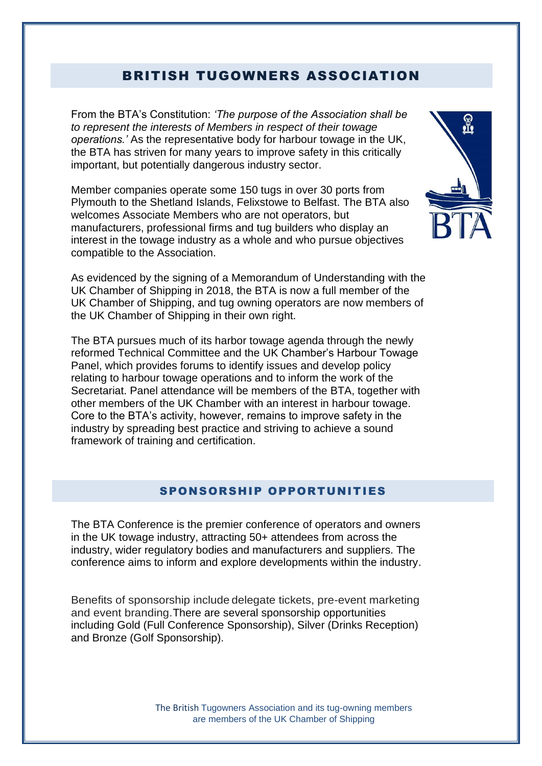## BRITISH TUGOWNERS ASSOCIATION

From the BTA's Constitution: *'The purpose of the Association shall be to represent the interests of Members in respect of their towage operations.'* As the representative body for harbour towage in the UK, the BTA has striven for many years to improve safety in this critically important, but potentially dangerous industry sector.

Member companies operate some 150 tugs in over 30 ports from Plymouth to the Shetland Islands, Felixstowe to Belfast. The BTA also welcomes Associate Members who are not operators, but manufacturers, professional firms and tug builders who display an interest in the towage industry as a whole and who pursue objectives compatible to the Association.

As evidenced by the signing of a Memorandum of Understanding with the UK Chamber of Shipping in 2018, the BTA is now a full member of the UK Chamber of Shipping, and tug owning operators are now members of the UK Chamber of Shipping in their own right.

The BTA pursues much of its harbor towage agenda through the newly reformed Technical Committee and the UK Chamber's Harbour Towage Panel, which provides forums to identify issues and develop policy relating to harbour towage operations and to inform the work of the Secretariat. Panel attendance will be members of the BTA, together with other members of the UK Chamber with an interest in harbour towage. Core to the BTA's activity, however, remains to improve safety in the industry by spreading best practice and striving to achieve a sound framework of training and certification.

## SPONSORSHIP OPPORTUNITIES

The BTA Conference is the premier conference of operators and owners in the UK towage industry, attracting 50+ attendees from across the industry, wider regulatory bodies and manufacturers and suppliers. The conference aims to inform and explore developments within the industry.

Benefits of sponsorship include delegate tickets, pre-event marketing and event branding. There are several sponsorship opportunities including Gold (Full Conference Sponsorship), Silver (Drinks Reception) and Bronze (Golf Sponsorship).

The British Tugowners Association and its tug-owning members are members of the UK Chamber of Shipping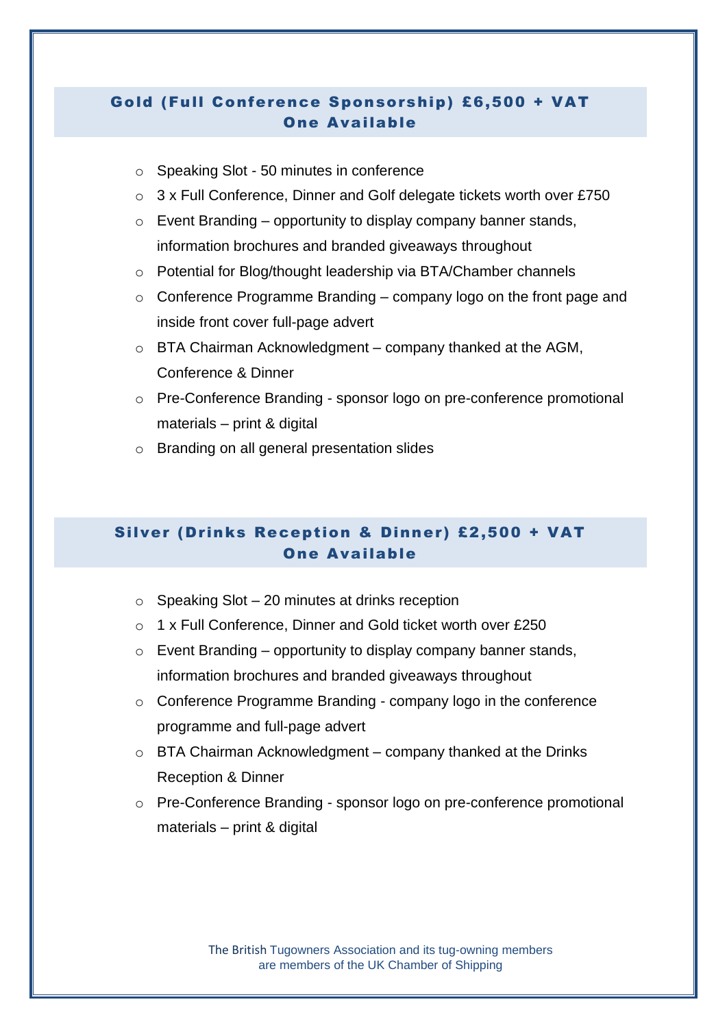## Gold (Full Conference Sponsorship) £6,500 + VAT
## One Available

- Speaking Slot - 50 minutes in conference
- 3 x Full Conference, Dinner and Golf delegate tickets worth over £750
- Event Branding – opportunity to display company banner stands, information brochures and branded giveaways throughout
- Potential for Blog/thought leadership via BTA/Chamber channels
- Conference Programme Branding – company logo on the front page and inside front cover full-page advert
- BTA Chairman Acknowledgment – company thanked at the AGM, Conference & Dinner
- Pre-Conference Branding - sponsor logo on pre-conference promotional materials – print & digital
- Branding on all general presentation slides

## Silver (Drinks Reception & Dinner) £2,500 + VAT
## One Available

- Speaking Slot – 20 minutes at drinks reception
- 1 x Full Conference, Dinner and Gold ticket worth over £250
- Event Branding – opportunity to display company banner stands, information brochures and branded giveaways throughout
- Conference Programme Branding - company logo in the conference programme and full-page advert
- BTA Chairman Acknowledgment – company thanked at the Drinks Reception & Dinner
- Pre-Conference Branding - sponsor logo on pre-conference promotional materials – print & digital

The British Tugowners Association and its tug-owning members are members of the UK Chamber of Shipping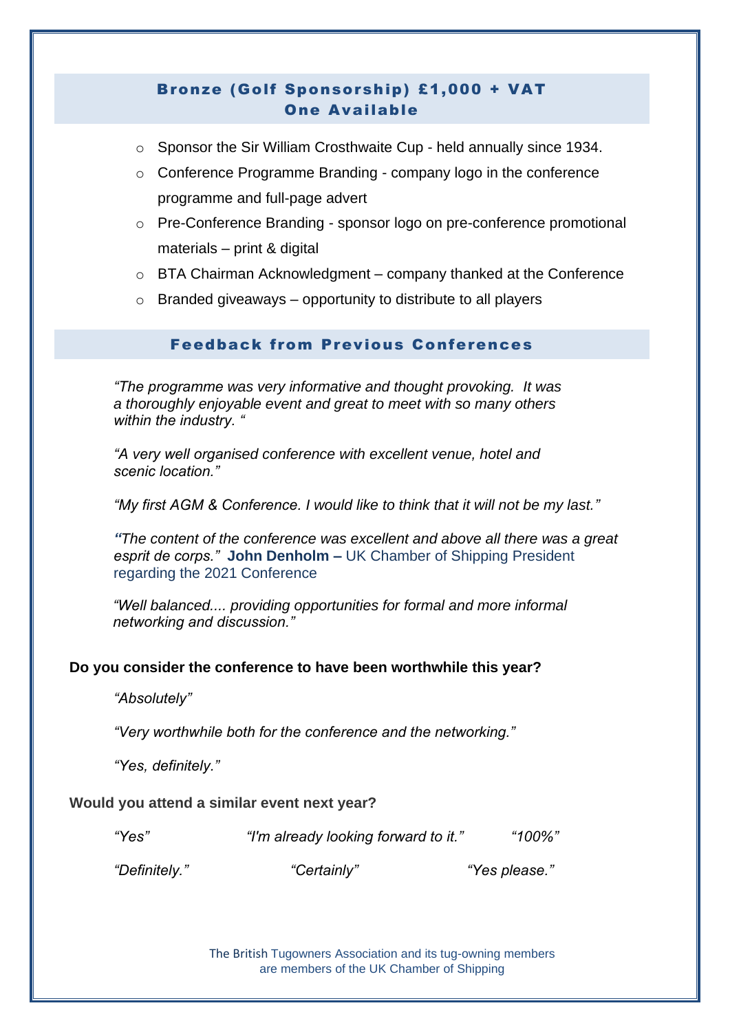## Bronze (Golf Sponsorship) £1,000 + VAT
## One Available

- Sponsor the Sir William Crosthwaite Cup - held annually since 1934.
- Conference Programme Branding - company logo in the conference programme and full-page advert
- Pre-Conference Branding - sponsor logo on pre-conference promotional materials – print & digital
- BTA Chairman Acknowledgment – company thanked at the Conference
- Branded giveaways – opportunity to distribute to all players

## Feedback from Previous Conferences

*"The programme was very informative and thought provoking. It was a thoroughly enjoyable event and great to meet with so many others within the industry. "*

*"A very well organised conference with excellent venue, hotel and scenic location."*

*"My first AGM & Conference. I would like to think that it will not be my last."*

*"The content of the conference was excellent and above all there was a great esprit de corps."* **John Denholm –** UK Chamber of Shipping President regarding the 2021 Conference

*"Well balanced.... providing opportunities for formal and more informal networking and discussion."*

**Do you consider the conference to have been worthwhile this year?**

*"Absolutely"*

*"Very worthwhile both for the conference and the networking."*

*"Yes, definitely."*

**Would you attend a similar event next year?**

*"Yes"* *"I'm already looking forward to it."* *"100%"*

*"Definitely."* *"Certainly"* *"Yes please."*

The British Tugowners Association and its tug-owning members are members of the UK Chamber of Shipping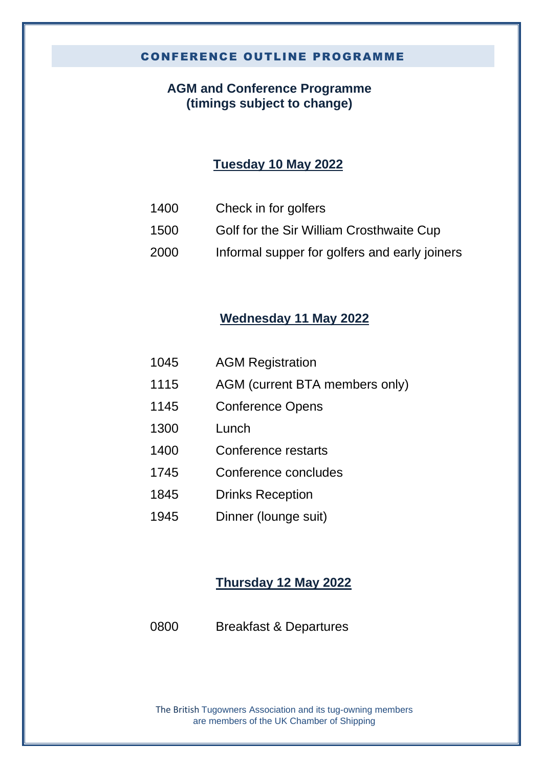# CONFERENCE OUTLINE PROGRAMME

**AGM and Conference Programme**
**(timings subject to change)**

## Tuesday 10 May 2022

| | |
|---|---|
| 1400 | Check in for golfers |
| 1500 | Golf for the Sir William Crosthwaite Cup |
| 2000 | Informal supper for golfers and early joiners |

## Wednesday 11 May 2022

| | |
|---|---|
| 1045 | AGM Registration |
| 1115 | AGM (current BTA members only) |
| 1145 | Conference Opens |
| 1300 | Lunch |
| 1400 | Conference restarts |
| 1745 | Conference concludes |
| 1845 | Drinks Reception |
| 1945 | Dinner (lounge suit) |

## Thursday 12 May 2022

| | |
|---|---|
| 0800 | Breakfast & Departures |

The British Tugowners Association and its tug-owning members are members of the UK Chamber of Shipping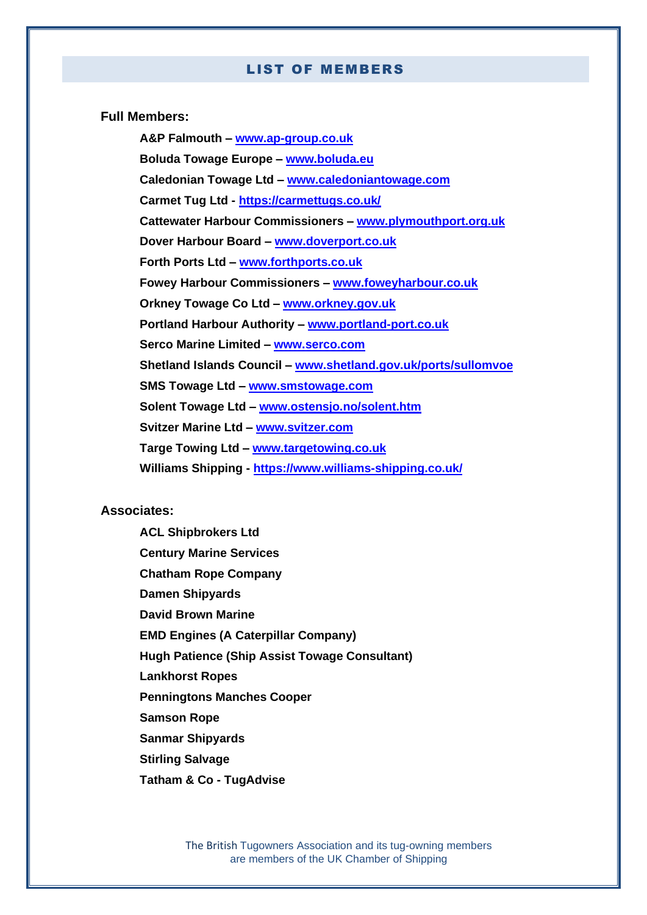# LIST OF MEMBERS

**Full Members:**

- **A&P Falmouth – www.ap-group.co.uk**
- **Boluda Towage Europe – www.boluda.eu**
- **Caledonian Towage Ltd – www.caledoniantowage.com**
- **Carmet Tug Ltd - https://carmettugs.co.uk/**
- **Cattewater Harbour Commissioners – www.plymouthport.org.uk**
- **Dover Harbour Board – www.doverport.co.uk**
- **Forth Ports Ltd – www.forthports.co.uk**
- **Fowey Harbour Commissioners – www.foweyharbour.co.uk**
- **Orkney Towage Co Ltd – www.orkney.gov.uk**
- **Portland Harbour Authority – www.portland-port.co.uk**
- **Serco Marine Limited – www.serco.com**
- **Shetland Islands Council – www.shetland.gov.uk/ports/sullomvoe**
- **SMS Towage Ltd – www.smstowage.com**
- **Solent Towage Ltd – www.ostensjo.no/solent.htm**
- **Svitzer Marine Ltd – www.svitzer.com**
- **Targe Towing Ltd – www.targetowing.co.uk**
- **Williams Shipping - https://www.williams-shipping.co.uk/**

**Associates:**

- **ACL Shipbrokers Ltd**
- **Century Marine Services**
- **Chatham Rope Company**
- **Damen Shipyards**
- **David Brown Marine**
- **EMD Engines (A Caterpillar Company)**
- **Hugh Patience (Ship Assist Towage Consultant)**
- **Lankhorst Ropes**
- **Penningtons Manches Cooper**
- **Samson Rope**
- **Sanmar Shipyards**
- **Stirling Salvage**
- **Tatham & Co - TugAdvise**

The British Tugowners Association and its tug-owning members are members of the UK Chamber of Shipping